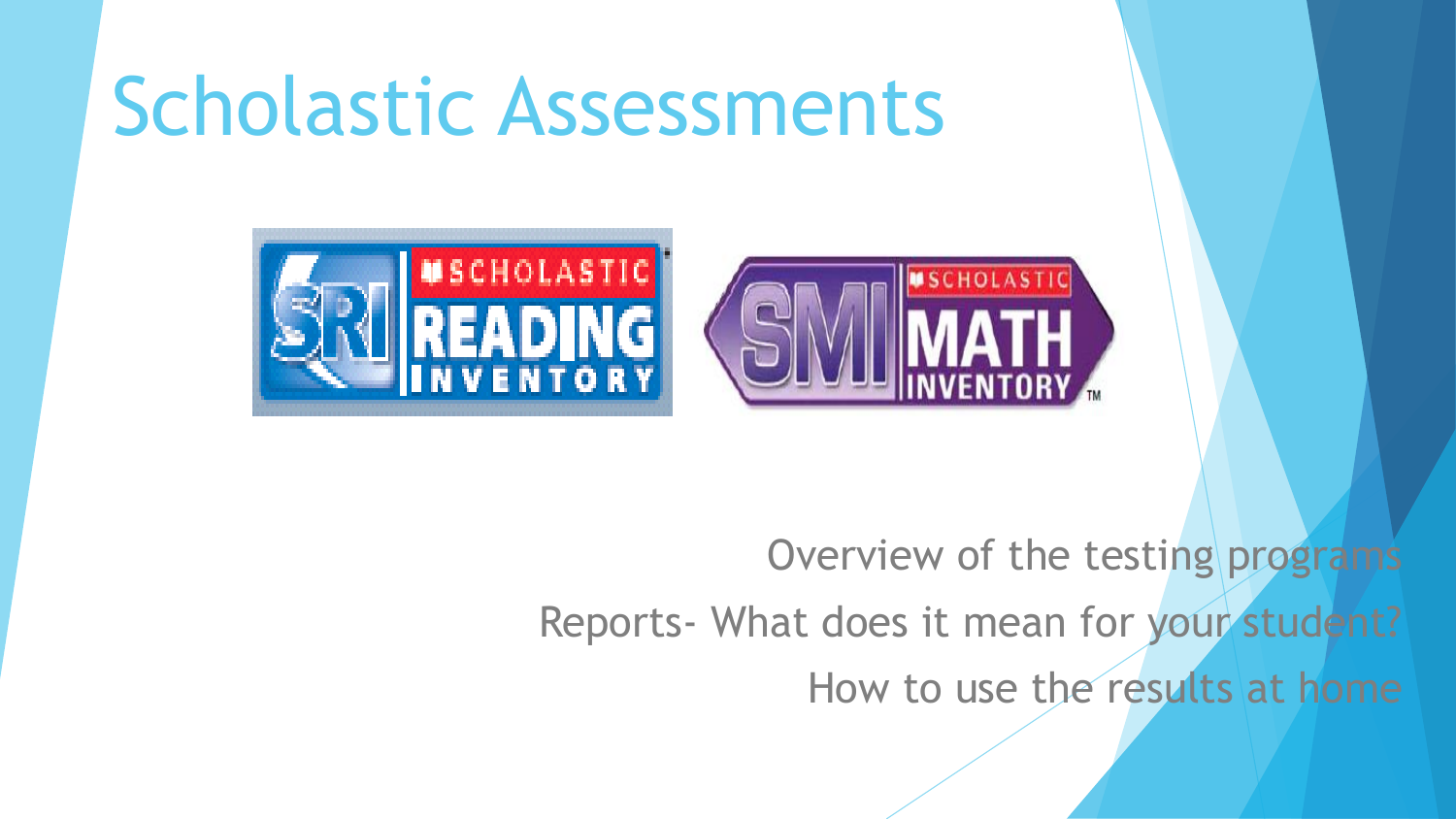# Scholastic Assessments

SCHOLASTIC READING INVENTORY

SCHOLASTIC MATH INVENTORY

Overview of the testing programs

Reports- What does it mean for your student?

How to use the results at home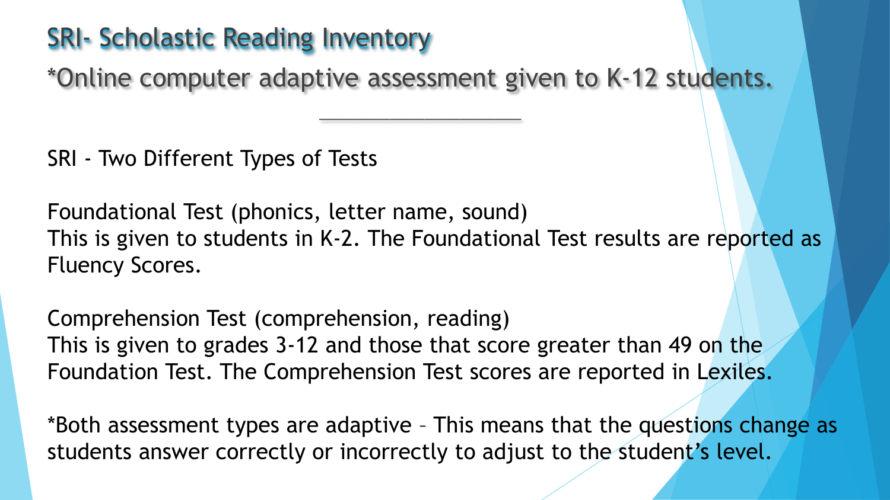# SRI- Scholastic Reading Inventory

*Online computer adaptive assessment given to K-12 students.

---

SRI - Two Different Types of Tests

Foundational Test (phonics, letter name, sound)
This is given to students in K-2. The Foundational Test results are reported as Fluency Scores.

Comprehension Test (comprehension, reading)
This is given to grades 3-12 and those that score greater than 49 on the Foundation Test. The Comprehension Test scores are reported in Lexiles.

*Both assessment types are adaptive – This means that the questions change as students answer correctly or incorrectly to adjust to the student's level.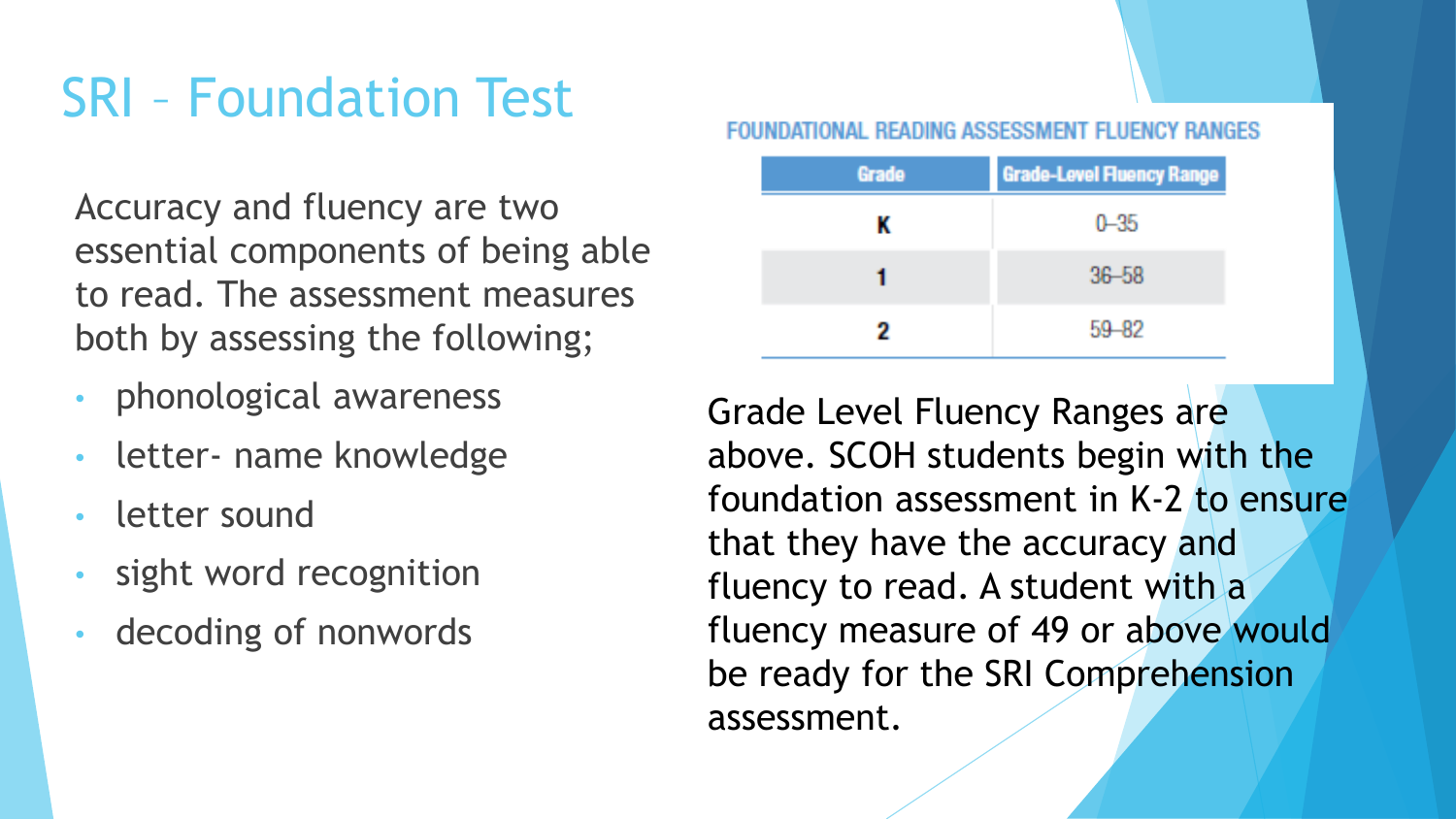# SRI – Foundation Test

Accuracy and fluency are two essential components of being able to read. The assessment measures both by assessing the following;

- phonological awareness
- letter- name knowledge
- letter sound
- sight word recognition
- decoding of nonwords

FOUNDATIONAL READING ASSESSMENT FLUENCY RANGES

| Grade | Grade-Level Fluency Range |
|---|---|
| K | 0–35 |
| 1 | 36–58 |
| 2 | 59–82 |

Grade Level Fluency Ranges are above. SCOH students begin with the foundation assessment in K-2 to ensure that they have the accuracy and fluency to read. A student with a fluency measure of 49 or above would be ready for the SRI Comprehension assessment.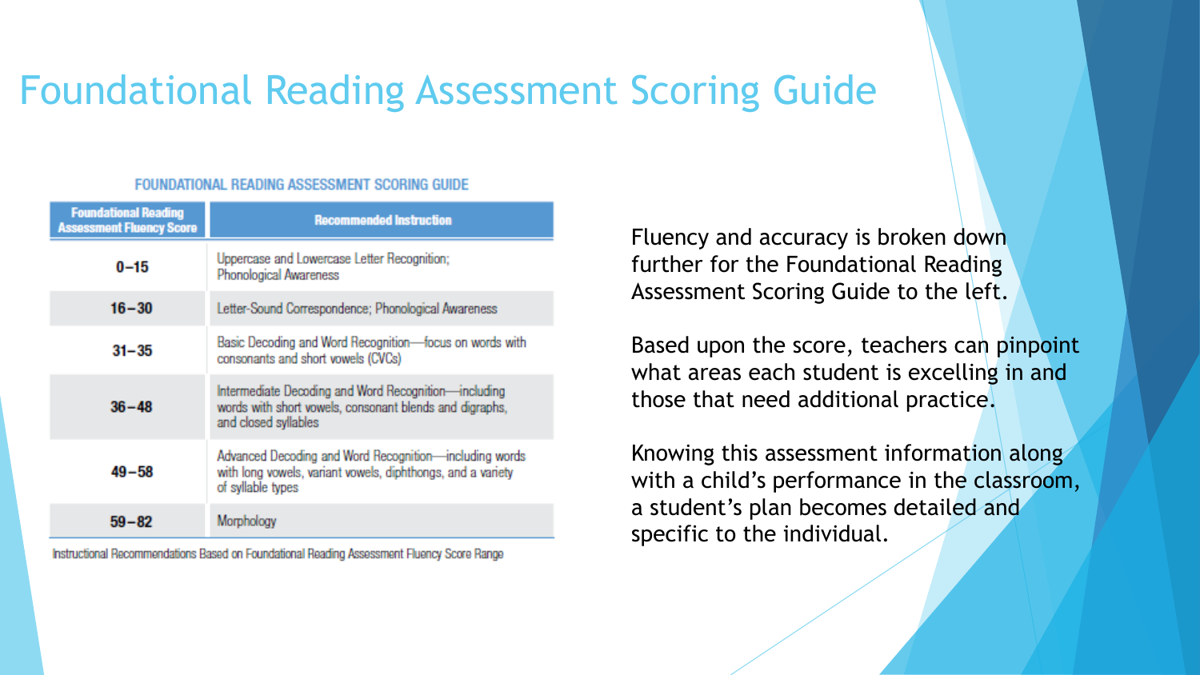# Foundational Reading Assessment Scoring Guide

FOUNDATIONAL READING ASSESSMENT SCORING GUIDE

| Foundational Reading Assessment Fluency Score | Recommended Instruction |
| --- | --- |
| 0–15 | Uppercase and Lowercase Letter Recognition; Phonological Awareness |
| 16–30 | Letter-Sound Correspondence; Phonological Awareness |
| 31–35 | Basic Decoding and Word Recognition—focus on words with consonants and short vowels (CVCs) |
| 36–48 | Intermediate Decoding and Word Recognition—including words with short vowels, consonant blends and digraphs, and closed syllables |
| 49–58 | Advanced Decoding and Word Recognition—including words with long vowels, variant vowels, diphthongs, and a variety of syllable types |
| 59–82 | Morphology |

Instructional Recommendations Based on Foundational Reading Assessment Fluency Score Range

Fluency and accuracy is broken down further for the Foundational Reading Assessment Scoring Guide to the left.

Based upon the score, teachers can pinpoint what areas each student is excelling in and those that need additional practice.

Knowing this assessment information along with a child's performance in the classroom, a student's plan becomes detailed and specific to the individual.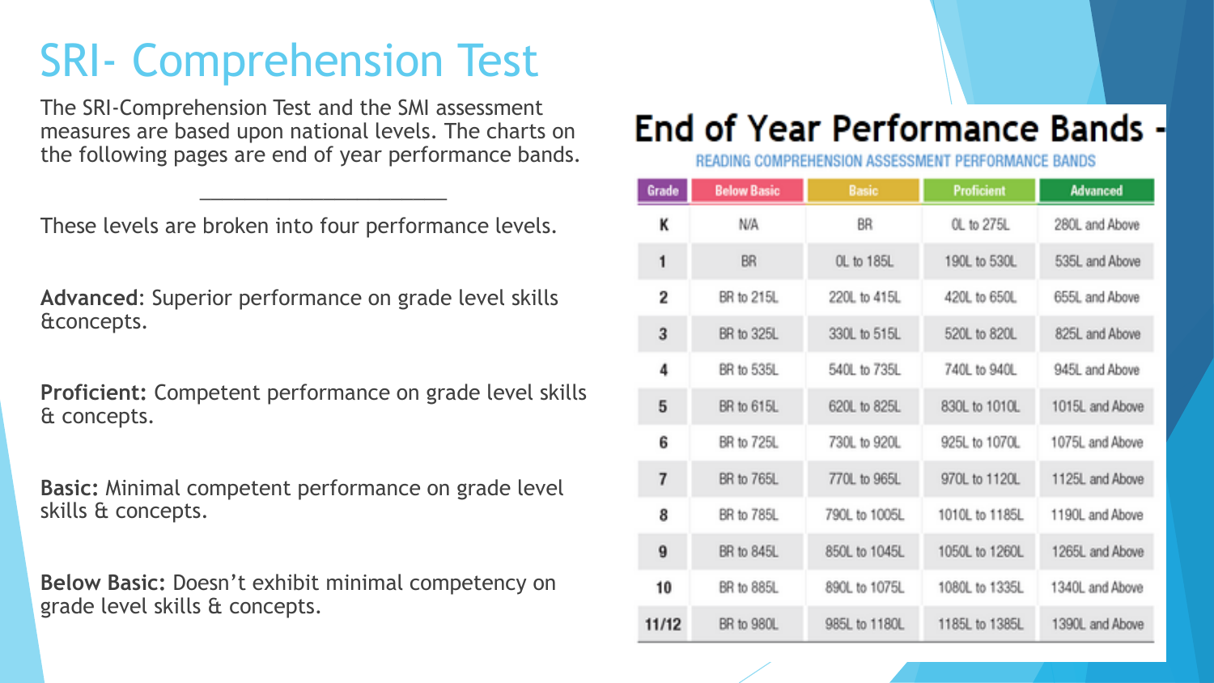# SRI- Comprehension Test

The SRI-Comprehension Test and the SMI assessment measures are based upon national levels. The charts on the following pages are end of year performance bands.

---

These levels are broken into four performance levels.

**Advanced**: Superior performance on grade level skills &concepts.

**Proficient:** Competent performance on grade level skills & concepts.

**Basic:** Minimal competent performance on grade level skills & concepts.

**Below Basic:** Doesn't exhibit minimal competency on grade level skills & concepts.

## End of Year Performance Bands -

READING COMPREHENSION ASSESSMENT PERFORMANCE BANDS

| Grade | Below Basic | Basic | Proficient | Advanced |
|---|---|---|---|---|
| K | N/A | BR | 0L to 275L | 280L and Above |
| 1 | BR | 0L to 185L | 190L to 530L | 535L and Above |
| 2 | BR to 215L | 220L to 415L | 420L to 650L | 655L and Above |
| 3 | BR to 325L | 330L to 515L | 520L to 820L | 825L and Above |
| 4 | BR to 535L | 540L to 735L | 740L to 940L | 945L and Above |
| 5 | BR to 615L | 620L to 825L | 830L to 1010L | 1015L and Above |
| 6 | BR to 725L | 730L to 920L | 925L to 1070L | 1075L and Above |
| 7 | BR to 765L | 770L to 965L | 970L to 1120L | 1125L and Above |
| 8 | BR to 785L | 790L to 1005L | 1010L to 1185L | 1190L and Above |
| 9 | BR to 845L | 850L to 1045L | 1050L to 1260L | 1265L and Above |
| 10 | BR to 885L | 890L to 1075L | 1080L to 1335L | 1340L and Above |
| 11/12 | BR to 980L | 985L to 1180L | 1185L to 1385L | 1390L and Above |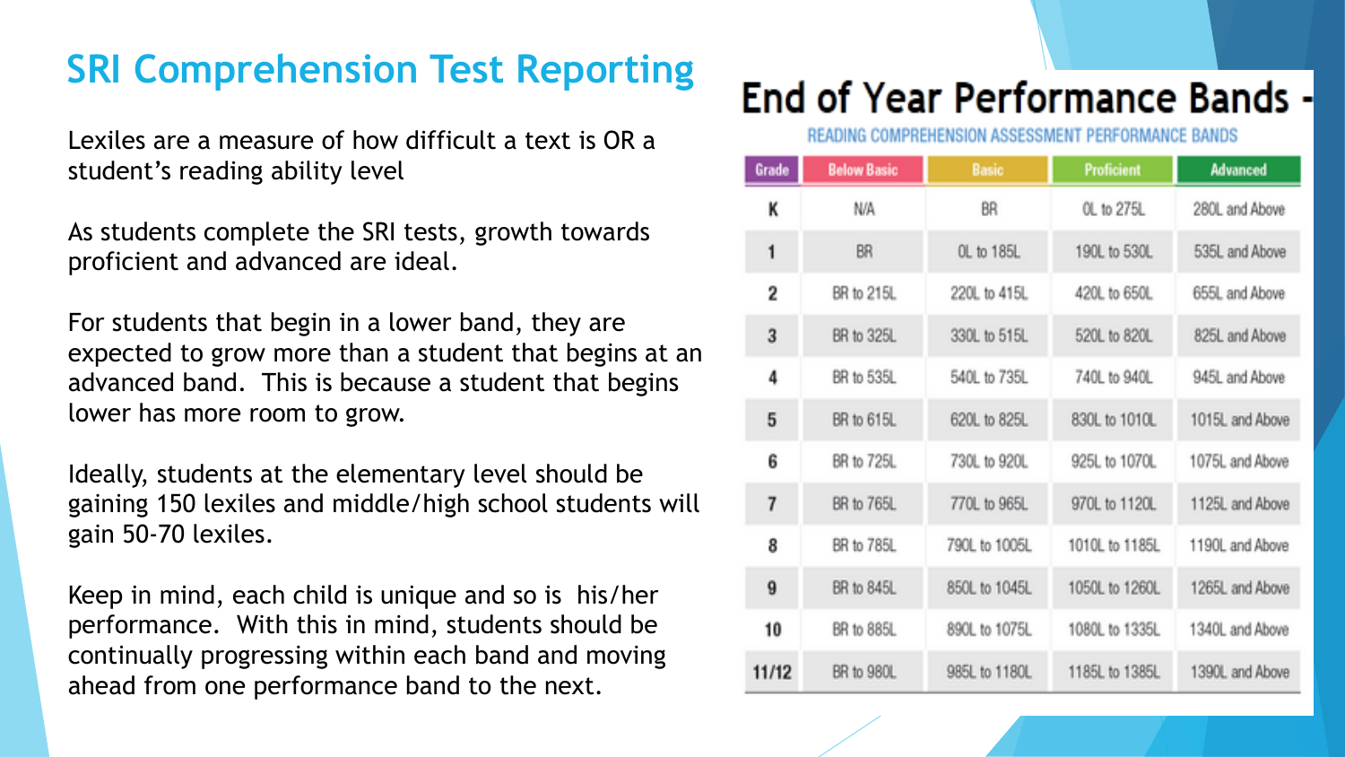# SRI Comprehension Test Reporting

Lexiles are a measure of how difficult a text is OR a student's reading ability level

As students complete the SRI tests, growth towards proficient and advanced are ideal.

For students that begin in a lower band, they are expected to grow more than a student that begins at an advanced band. This is because a student that begins lower has more room to grow.

Ideally, students at the elementary level should be gaining 150 lexiles and middle/high school students will gain 50-70 lexiles.

Keep in mind, each child is unique and so is his/her performance. With this in mind, students should be continually progressing within each band and moving ahead from one performance band to the next.

## End of Year Performance Bands -

READING COMPREHENSION ASSESSMENT PERFORMANCE BANDS

| Grade | Below Basic | Basic | Proficient | Advanced |
|---|---|---|---|---|
| K | N/A | BR | 0L to 275L | 280L and Above |
| 1 | BR | 0L to 185L | 190L to 530L | 535L and Above |
| 2 | BR to 215L | 220L to 415L | 420L to 650L | 655L and Above |
| 3 | BR to 325L | 330L to 515L | 520L to 820L | 825L and Above |
| 4 | BR to 535L | 540L to 735L | 740L to 940L | 945L and Above |
| 5 | BR to 615L | 620L to 825L | 830L to 1010L | 1015L and Above |
| 6 | BR to 725L | 730L to 920L | 925L to 1070L | 1075L and Above |
| 7 | BR to 765L | 770L to 965L | 970L to 1120L | 1125L and Above |
| 8 | BR to 785L | 790L to 1005L | 1010L to 1185L | 1190L and Above |
| 9 | BR to 845L | 850L to 1045L | 1050L to 1260L | 1265L and Above |
| 10 | BR to 885L | 890L to 1075L | 1080L to 1335L | 1340L and Above |
| 11/12 | BR to 980L | 985L to 1180L | 1185L to 1385L | 1390L and Above |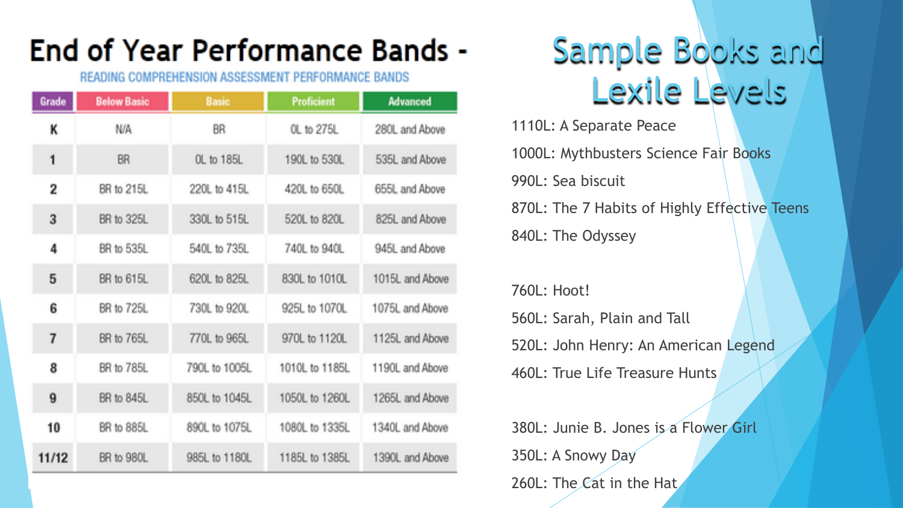# End of Year Performance Bands -

READING COMPREHENSION ASSESSMENT PERFORMANCE BANDS

| Grade | Below Basic | Basic | Proficient | Advanced |
|---|---|---|---|---|
| K | N/A | BR | 0L to 275L | 280L and Above |
| 1 | BR | 0L to 185L | 190L to 530L | 535L and Above |
| 2 | BR to 215L | 220L to 415L | 420L to 650L | 655L and Above |
| 3 | BR to 325L | 330L to 515L | 520L to 820L | 825L and Above |
| 4 | BR to 535L | 540L to 735L | 740L to 940L | 945L and Above |
| 5 | BR to 615L | 620L to 825L | 830L to 1010L | 1015L and Above |
| 6 | BR to 725L | 730L to 920L | 925L to 1070L | 1075L and Above |
| 7 | BR to 765L | 770L to 965L | 970L to 1120L | 1125L and Above |
| 8 | BR to 785L | 790L to 1005L | 1010L to 1185L | 1190L and Above |
| 9 | BR to 845L | 850L to 1045L | 1050L to 1260L | 1265L and Above |
| 10 | BR to 885L | 890L to 1075L | 1080L to 1335L | 1340L and Above |
| 11/12 | BR to 980L | 985L to 1180L | 1185L to 1385L | 1390L and Above |

# Sample Books and Lexile Levels

1110L: A Separate Peace
1000L: Mythbusters Science Fair Books
990L: Sea biscuit
870L: The 7 Habits of Highly Effective Teens
840L: The Odyssey

760L: Hoot!
560L: Sarah, Plain and Tall
520L: John Henry: An American Legend
460L: True Life Treasure Hunts

380L: Junie B. Jones is a Flower Girl
350L: A Snowy Day
260L: The Cat in the Hat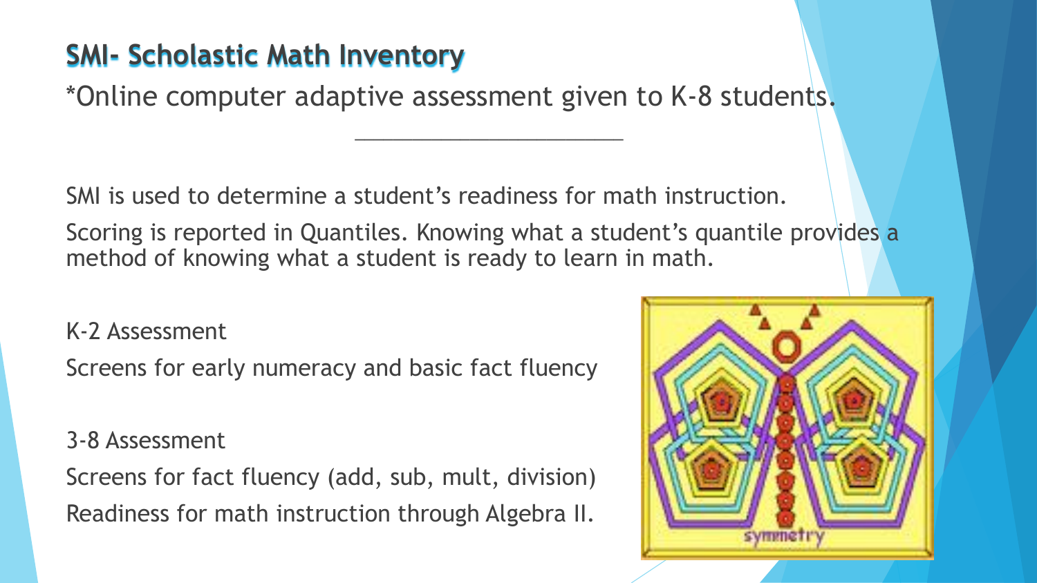# SMI- Scholastic Math Inventory

*Online computer adaptive assessment given to K-8 students.

SMI is used to determine a student's readiness for math instruction.

Scoring is reported in Quantiles. Knowing what a student's quantile provides a method of knowing what a student is ready to learn in math.

K-2 Assessment

Screens for early numeracy and basic fact fluency

3-8 Assessment

Screens for fact fluency (add, sub, mult, division)

Readiness for math instruction through Algebra II.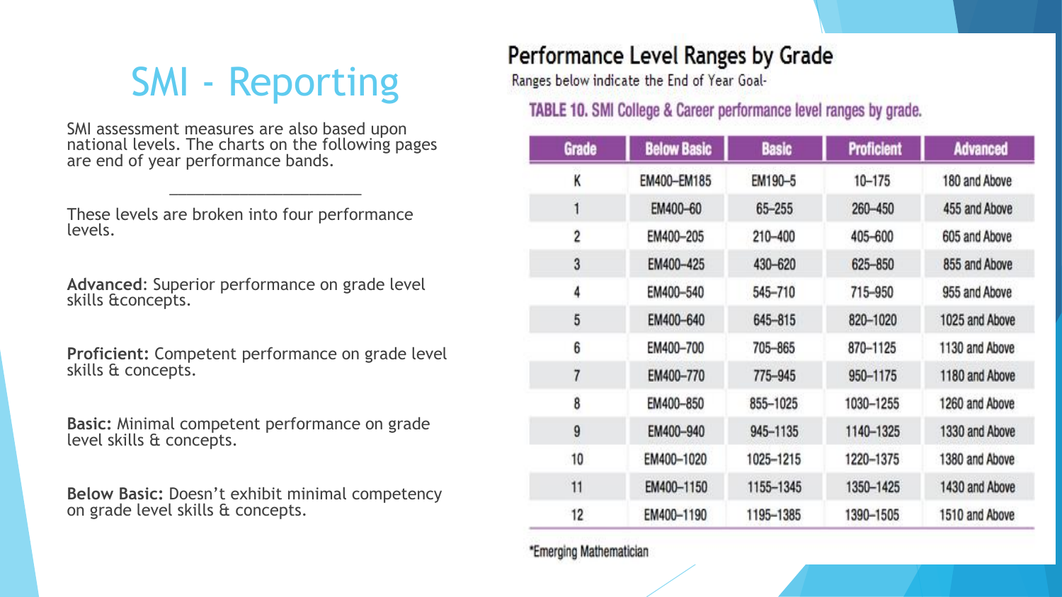# SMI - Reporting

SMI assessment measures are also based upon national levels. The charts on the following pages are end of year performance bands.

---

These levels are broken into four performance levels.

**Advanced**: Superior performance on grade level skills &concepts.

**Proficient:** Competent performance on grade level skills & concepts.

**Basic:** Minimal competent performance on grade level skills & concepts.

**Below Basic:** Doesn't exhibit minimal competency on grade level skills & concepts.

## Performance Level Ranges by Grade

Ranges below indicate the End of Year Goal-

**TABLE 10. SMI College & Career performance level ranges by grade.**

| Grade | Below Basic | Basic | Proficient | Advanced |
|---|---|---|---|---|
| K | EM400–EM185 | EM190–5 | 10–175 | 180 and Above |
| 1 | EM400–60 | 65–255 | 260–450 | 455 and Above |
| 2 | EM400–205 | 210–400 | 405–600 | 605 and Above |
| 3 | EM400–425 | 430–620 | 625–850 | 855 and Above |
| 4 | EM400–540 | 545–710 | 715–950 | 955 and Above |
| 5 | EM400–640 | 645–815 | 820–1020 | 1025 and Above |
| 6 | EM400–700 | 705–865 | 870–1125 | 1130 and Above |
| 7 | EM400–770 | 775–945 | 950–1175 | 1180 and Above |
| 8 | EM400–850 | 855–1025 | 1030–1255 | 1260 and Above |
| 9 | EM400–940 | 945–1135 | 1140–1325 | 1330 and Above |
| 10 | EM400–1020 | 1025–1215 | 1220–1375 | 1380 and Above |
| 11 | EM400–1150 | 1155–1345 | 1350–1425 | 1430 and Above |
| 12 | EM400–1190 | 1195–1385 | 1390–1505 | 1510 and Above |

*Emerging Mathematician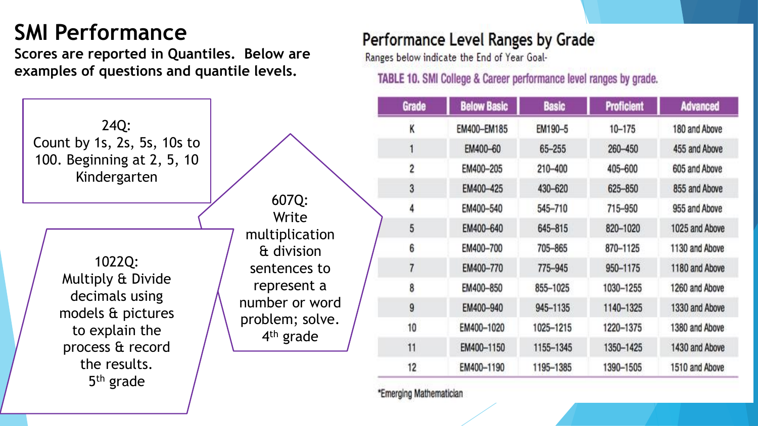# SMI Performance

**Scores are reported in Quantiles. Below are examples of questions and quantile levels.**

24Q:
Count by 1s, 2s, 5s, 10s to 100. Beginning at 2, 5, 10
Kindergarten

607Q:
Write multiplication & division sentences to represent a number or word problem; solve.
4th grade

1022Q:
Multiply & Divide decimals using models & pictures to explain the process & record the results.
5th grade

## Performance Level Ranges by Grade

Ranges below indicate the End of Year Goal-

**TABLE 10. SMI College & Career performance level ranges by grade.**

| Grade | Below Basic | Basic | Proficient | Advanced |
|---|---|---|---|---|
| K | EM400–EM185 | EM190–5 | 10–175 | 180 and Above |
| 1 | EM400–60 | 65–255 | 260–450 | 455 and Above |
| 2 | EM400–205 | 210–400 | 405–600 | 605 and Above |
| 3 | EM400–425 | 430–620 | 625–850 | 855 and Above |
| 4 | EM400–540 | 545–710 | 715–950 | 955 and Above |
| 5 | EM400–640 | 645–815 | 820–1020 | 1025 and Above |
| 6 | EM400–700 | 705–865 | 870–1125 | 1130 and Above |
| 7 | EM400–770 | 775–945 | 950–1175 | 1180 and Above |
| 8 | EM400–850 | 855–1025 | 1030–1255 | 1260 and Above |
| 9 | EM400–940 | 945–1135 | 1140–1325 | 1330 and Above |
| 10 | EM400–1020 | 1025–1215 | 1220–1375 | 1380 and Above |
| 11 | EM400–1150 | 1155–1345 | 1350–1425 | 1430 and Above |
| 12 | EM400–1190 | 1195–1385 | 1390–1505 | 1510 and Above |

*Emerging Mathematician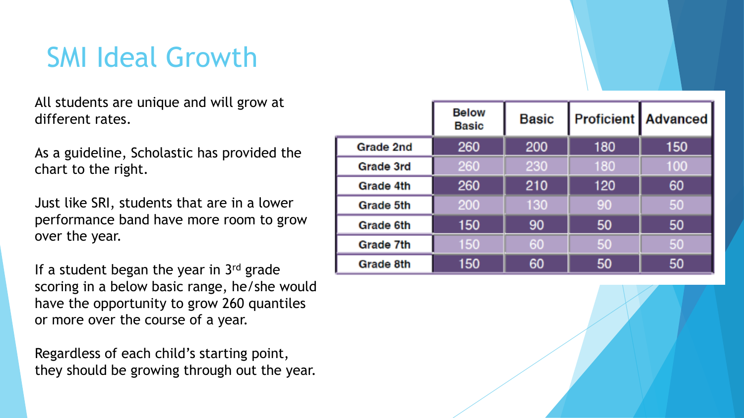# SMI Ideal Growth

All students are unique and will grow at different rates.

As a guideline, Scholastic has provided the chart to the right.

Just like SRI, students that are in a lower performance band have more room to grow over the year.

If a student began the year in 3rd grade scoring in a below basic range, he/she would have the opportunity to grow 260 quantiles or more over the course of a year.

Regardless of each child's starting point, they should be growing through out the year.

| | Below Basic | Basic | Proficient | Advanced |
|---|---|---|---|---|
| Grade 2nd | 260 | 200 | 180 | 150 |
| Grade 3rd | 260 | 230 | 180 | 100 |
| Grade 4th | 260 | 210 | 120 | 60 |
| Grade 5th | 200 | 130 | 90 | 50 |
| Grade 6th | 150 | 90 | 50 | 50 |
| Grade 7th | 150 | 60 | 50 | 50 |
| Grade 8th | 150 | 60 | 50 | 50 |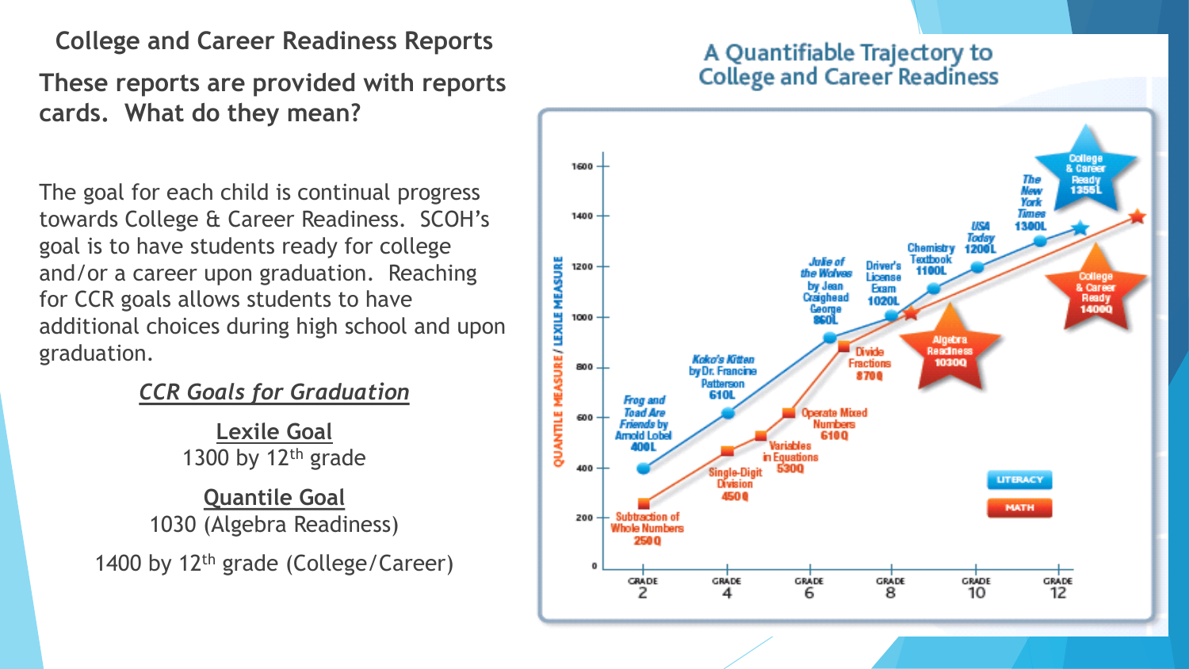## College and Career Readiness Reports

### These reports are provided with reports cards. What do they mean?

The goal for each child is continual progress towards College & Career Readiness. SCOH's goal is to have students ready for college and/or a career upon graduation. Reaching for CCR goals allows students to have additional choices during high school and upon graduation.

***CCR Goals for Graduation***

**Lexile Goal**
1300 by 12th grade

**Quantile Goal**
1030 (Algebra Readiness)

1400 by 12th grade (College/Career)

### A Quantifiable Trajectory to College and Career Readiness

QUANTILE MEASURE / LEXILE MEASURE

| Grade | Literacy | Math |
| --- | --- | --- |
| 2 | Frog and Toad Are Friends by Arnold Lobel 400L | Subtraction of Whole Numbers 250Q |
| 4 | | Single-Digit Division 450Q |
| 5 | Koko's Kitten by Dr. Francine Patterson 610L | Variables in Equations 530Q |
| 6 | | Operate Mixed Numbers 610Q |
| 7 | Julie of the Wolves by Jean Craighead George 860L | Divide Fractions 870Q |
| 8 | Driver's License Exam 1020L | Algebra Readiness 1030Q |
| 9 | Chemistry Textbook 1100L | |
| 10 | USA Today 1200L | |
| 11 | The New York Times 1300L | |
| 12 | College & Career Ready 1355L | College & Career Ready 1400Q |

LITERACY
MATH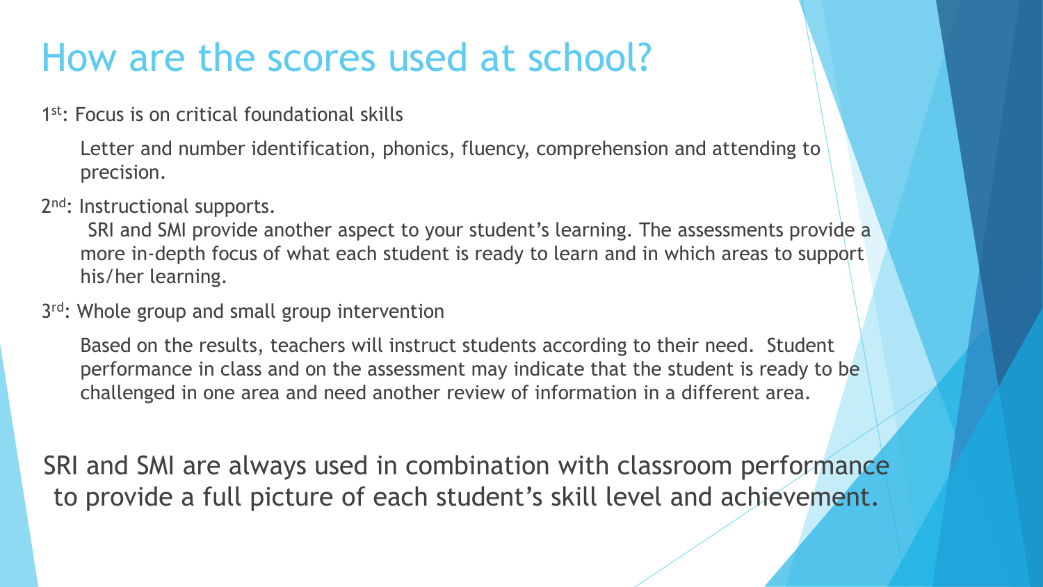# How are the scores used at school?

1st: Focus is on critical foundational skills

Letter and number identification, phonics, fluency, comprehension and attending to precision.

2nd: Instructional supports.

SRI and SMI provide another aspect to your student's learning. The assessments provide a more in-depth focus of what each student is ready to learn and in which areas to support his/her learning.

3rd: Whole group and small group intervention

Based on the results, teachers will instruct students according to their need. Student performance in class and on the assessment may indicate that the student is ready to be challenged in one area and need another review of information in a different area.

SRI and SMI are always used in combination with classroom performance to provide a full picture of each student's skill level and achievement.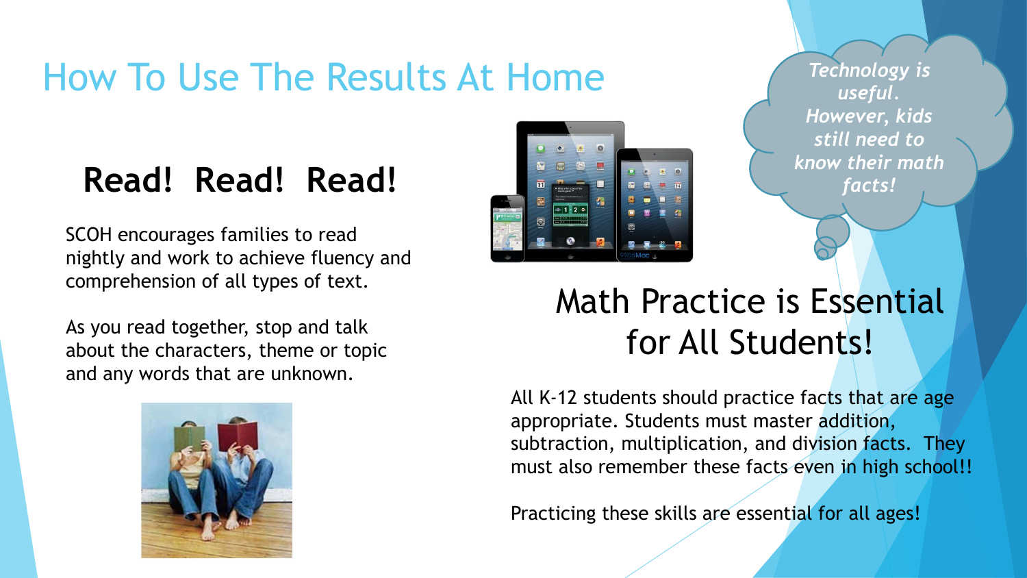# How To Use The Results At Home

## Read! Read! Read!

SCOH encourages families to read nightly and work to achieve fluency and comprehension of all types of text.

As you read together, stop and talk about the characters, theme or topic and any words that are unknown.

*Technology is useful. However, kids still need to know their math facts!*

## Math Practice is Essential for All Students!

All K-12 students should practice facts that are age appropriate. Students must master addition, subtraction, multiplication, and division facts. They must also remember these facts even in high school!!

Practicing these skills are essential for all ages!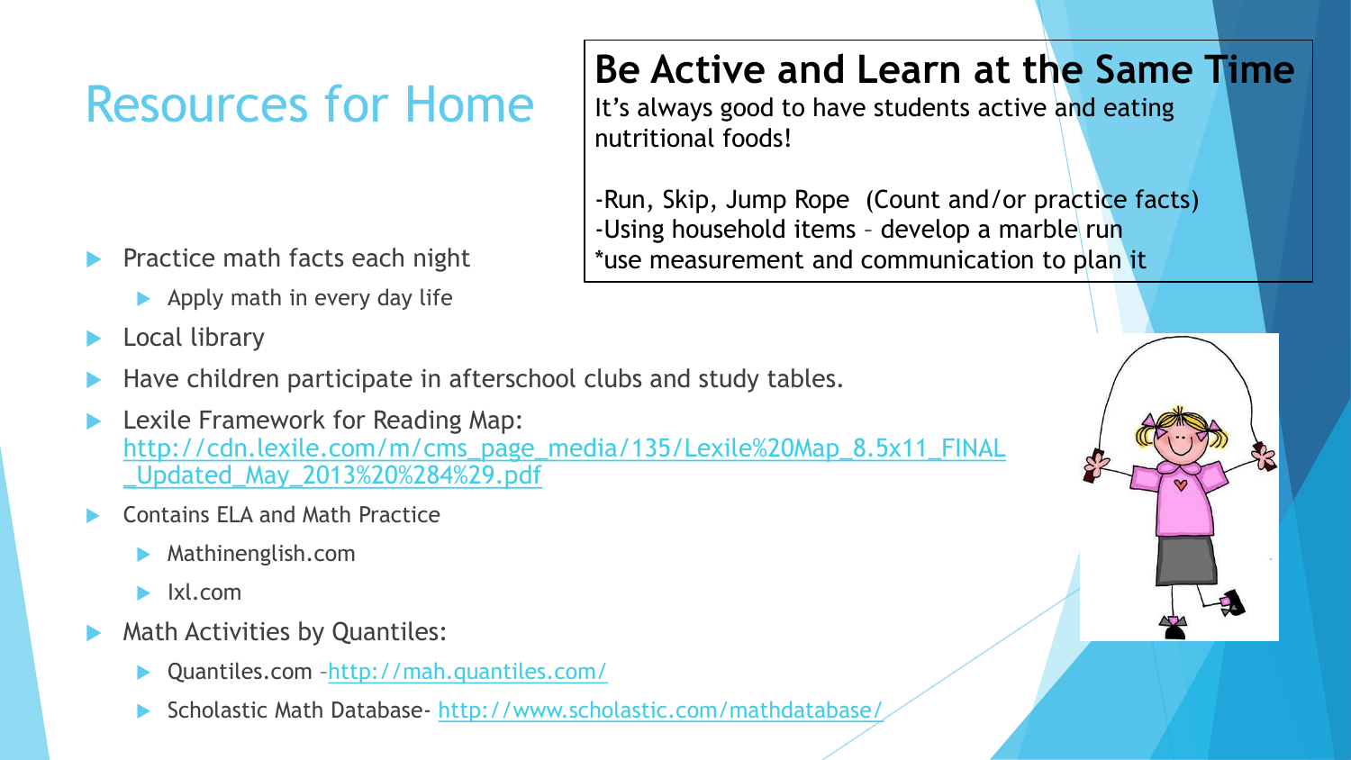# Resources for Home

## Be Active and Learn at the Same Time

It's always good to have students active and eating nutritional foods!

-Run, Skip, Jump Rope (Count and/or practice facts)
-Using household items – develop a marble run
*use measurement and communication to plan it

- Practice math facts each night
  - Apply math in every day life
- Local library
- Have children participate in afterschool clubs and study tables.
- Lexile Framework for Reading Map: http://cdn.lexile.com/m/cms_page_media/135/Lexile%20Map_8.5x11_FINAL_Updated_May_2013%20%284%29.pdf
- Contains ELA and Math Practice
  - Mathinenglish.com
  - Ixl.com
- Math Activities by Quantiles:
  - Quantiles.com –http://mah.quantiles.com/
  - Scholastic Math Database- http://www.scholastic.com/mathdatabase/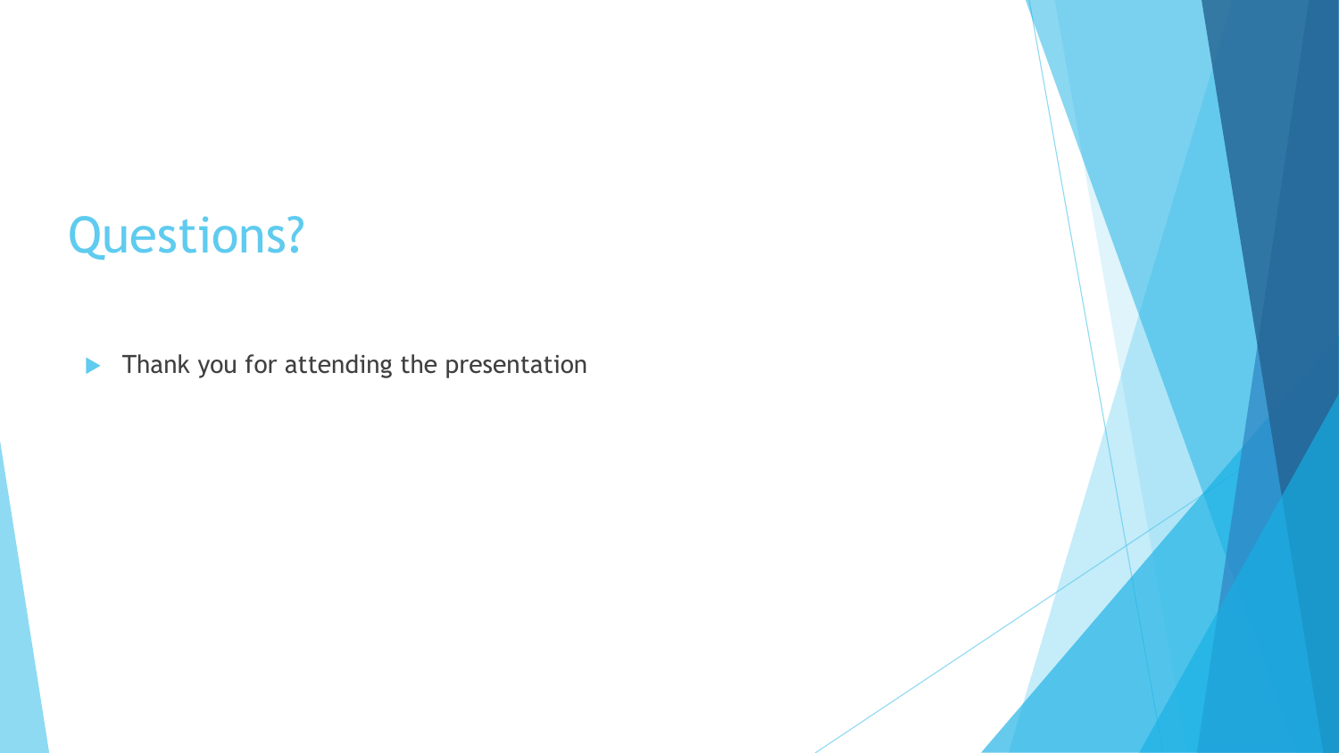# Questions?

- Thank you for attending the presentation